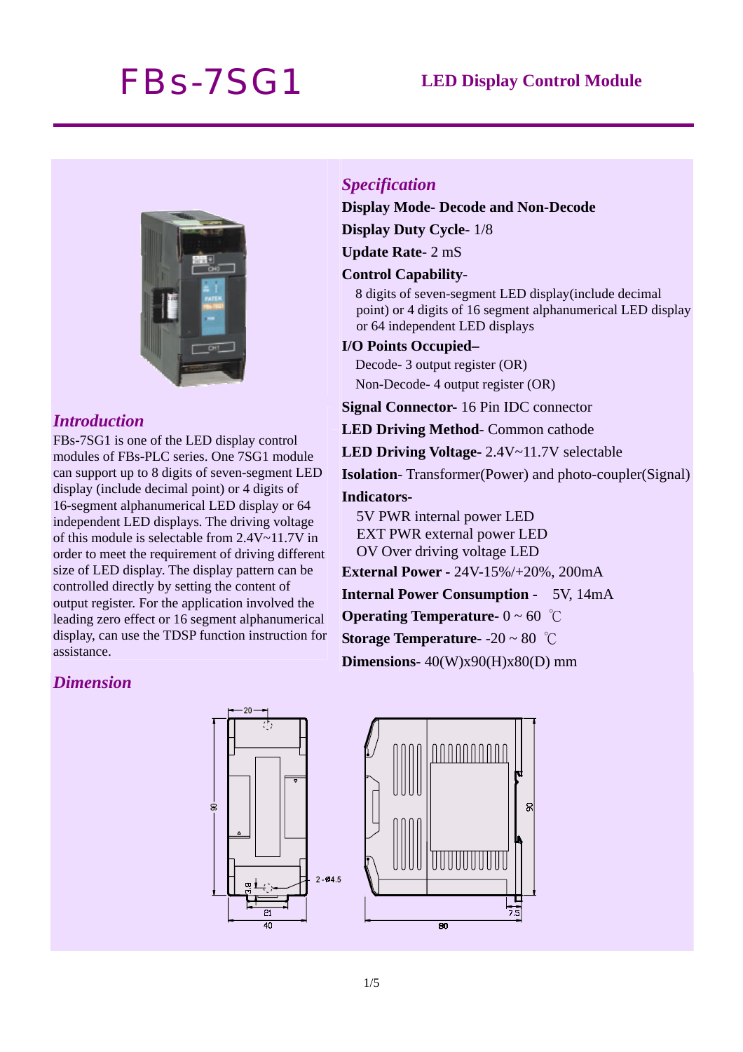# FBs-7SG1

**LED Display Control Module**

## *Introduction*

FBs-7SG1 is one of the LED display control modules of FBs-PLC series. One 7SG1 module can support up to 8 digits of seven-segment LED display (include decimal point) or 4 digits of 16-segment alphanumerical LED display or 64 independent LED displays. The driving voltage of this module is selectable from 2.4V~11.7V in order to meet the requirement of driving different size of LED display. The display pattern can be controlled directly by setting the content of output register. For the application involved the leading zero effect or 16 segment alphanumerical display, can use the TDSP function instruction for assistance.

## *Specification*

**Display Mode- Decode and Non-Decode**

**Display Duty Cycle**- 1/8

**Update Rate**- 2 mS

**Control Capability-**

8 digits of seven-segment LED display(include decimal point) or 4 digits of 16 segment alphanumerical LED display or 64 independent LED displays

**I/O Points Occupied–**

Decode- 3 output register (OR)

Non-Decode- 4 output register (OR)

**Signal Connector**- 16 Pin IDC connector

**LED Driving Method**- Common cathode

**LED Driving Voltage**- 2.4V~11.7V selectable

**Isolation**- Transformer(Power) and photo-coupler(Signal)

**Indicators-**

5V PWR internal power LED

EXT PWR external power LED

OV Over driving voltage LED

**External Power -** 24V-15%/+20%, 200mA

**Internal Power Consumption -** 5V, 14mA

**Operating Temperature-** 0 ~ 60 ℃

**Storage Temperature-** -20 ~ 80 ℃

**Dimensions**- 40(W)x90(H)x80(D) mm

## *Dimension*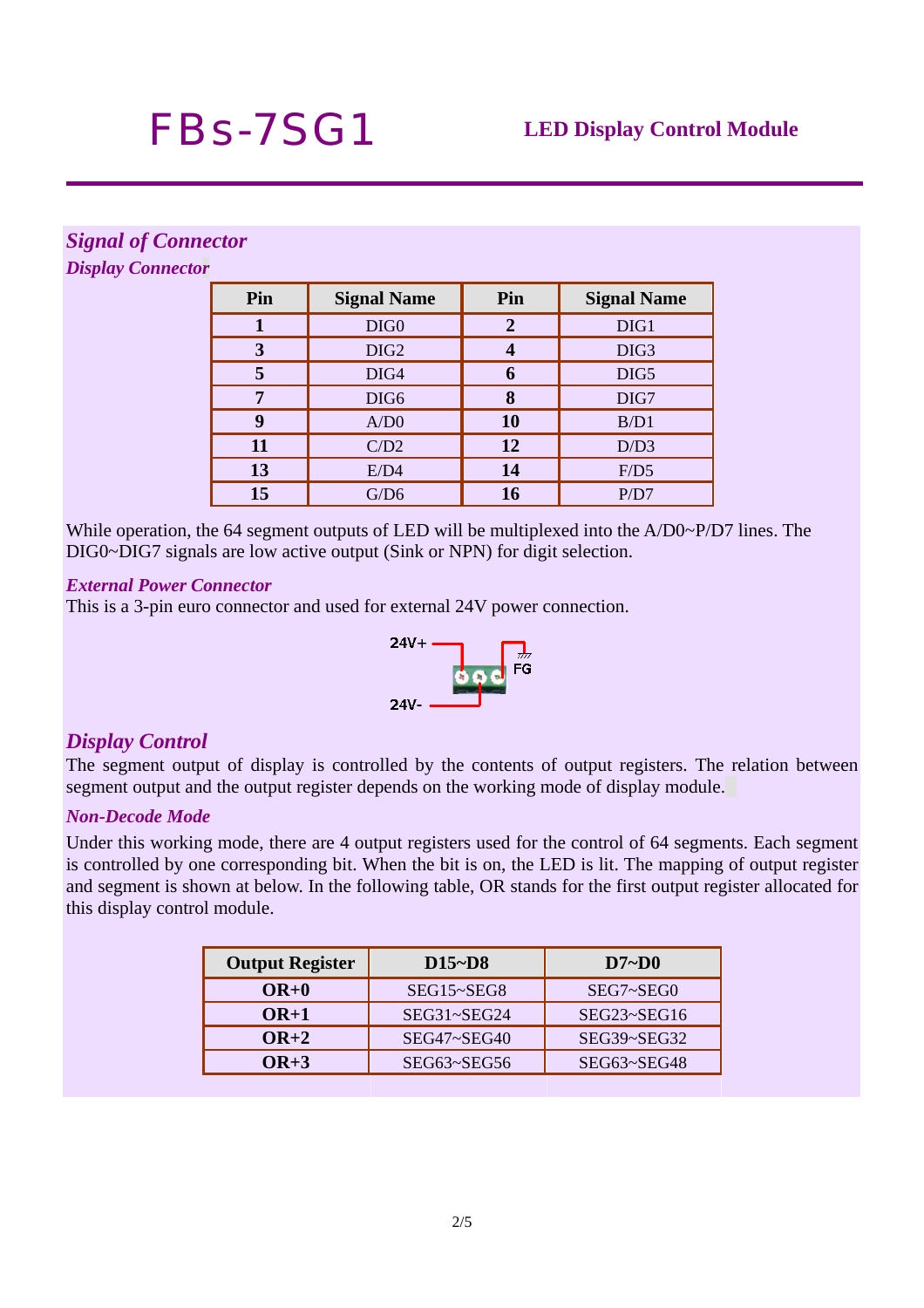# FBs-7SG1

**LED Display Control Module**

## Signal of Connector

### Display Connector

| Pin | Signal Name | Pin | Signal Name |
|---|---|---|---|
| **1** | DIG0 | **2** | DIG1 |
| **3** | DIG2 | **4** | DIG3 |
| **5** | DIG4 | **6** | DIG5 |
| **7** | DIG6 | **8** | DIG7 |
| **9** | A/D0 | **10** | B/D1 |
| **11** | C/D2 | **12** | D/D3 |
| **13** | E/D4 | **14** | F/D5 |
| **15** | G/D6 | **16** | P/D7 |

While operation, the 64 segment outputs of LED will be multiplexed into the A/D0~P/D7 lines. The DIG0~DIG7 signals are low active output (Sink or NPN) for digit selection.

### External Power Connector

This is a 3-pin euro connector and used for external 24V power connection.

24V+ FG 24V-

## Display Control

The segment output of display is controlled by the contents of output registers. The relation between segment output and the output register depends on the working mode of display module.

### Non-Decode Mode

Under this working mode, there are 4 output registers used for the control of 64 segments. Each segment is controlled by one corresponding bit. When the bit is on, the LED is lit. The mapping of output register and segment is shown at below. In the following table, OR stands for the first output register allocated for this display control module.

| Output Register | D15~D8 | D7~D0 |
|---|---|---|
| **OR+0** | SEG15~SEG8 | SEG7~SEG0 |
| **OR+1** | SEG31~SEG24 | SEG23~SEG16 |
| **OR+2** | SEG47~SEG40 | SEG39~SEG32 |
| **OR+3** | SEG63~SEG56 | SEG63~SEG48 |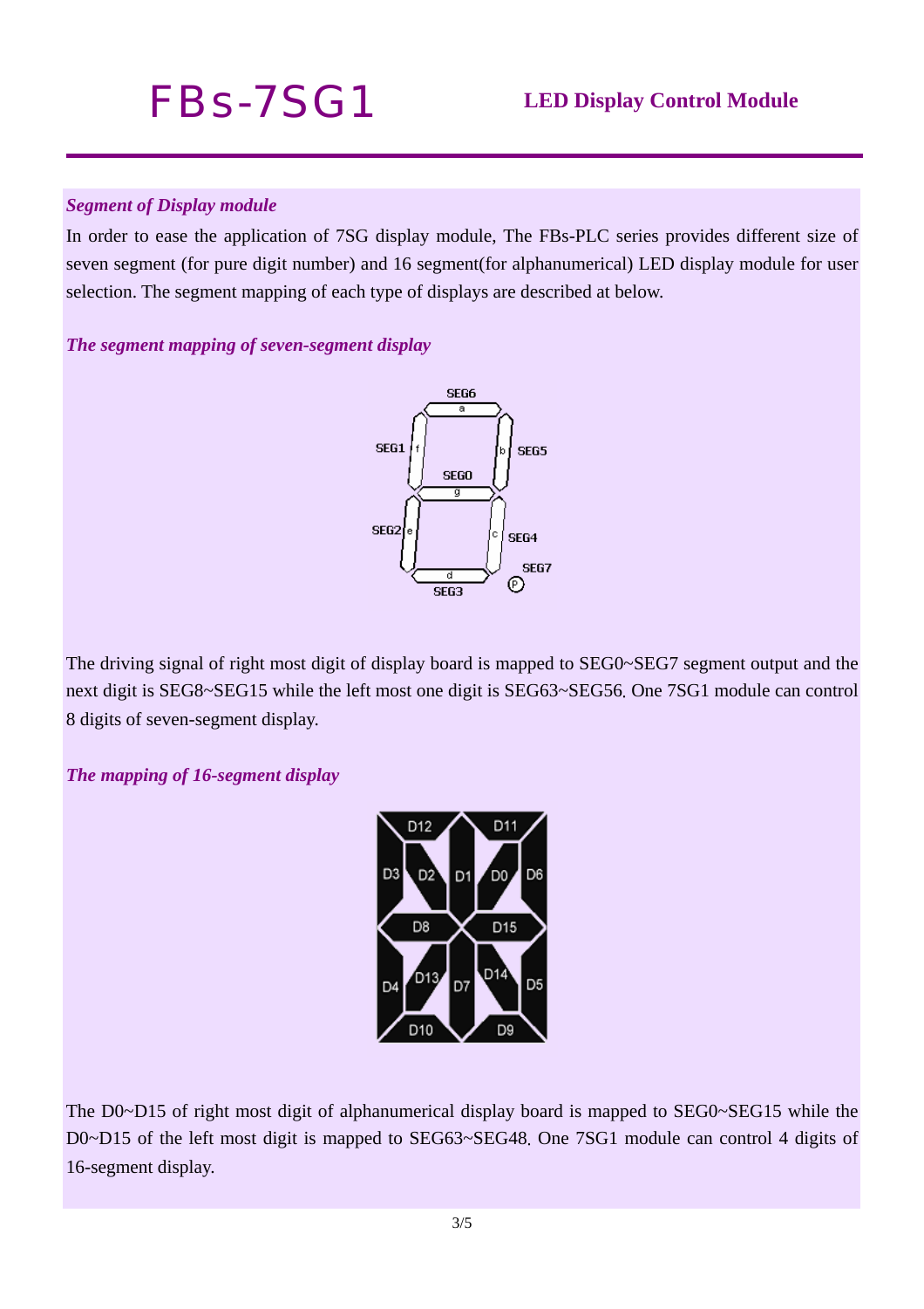## Segment of Display module

In order to ease the application of 7SG display module, The FBs-PLC series provides different size of seven segment (for pure digit number) and 16 segment(for alphanumerical) LED display module for user selection. The segment mapping of each type of displays are described at below.

### The segment mapping of seven-segment display

The driving signal of right most digit of display board is mapped to SEG0~SEG7 segment output and the next digit is SEG8~SEG15 while the left most one digit is SEG63~SEG56. One 7SG1 module can control 8 digits of seven-segment display.

### The mapping of 16-segment display

The D0~D15 of right most digit of alphanumerical display board is mapped to SEG0~SEG15 while the D0~D15 of the left most digit is mapped to SEG63~SEG48. One 7SG1 module can control 4 digits of 16-segment display.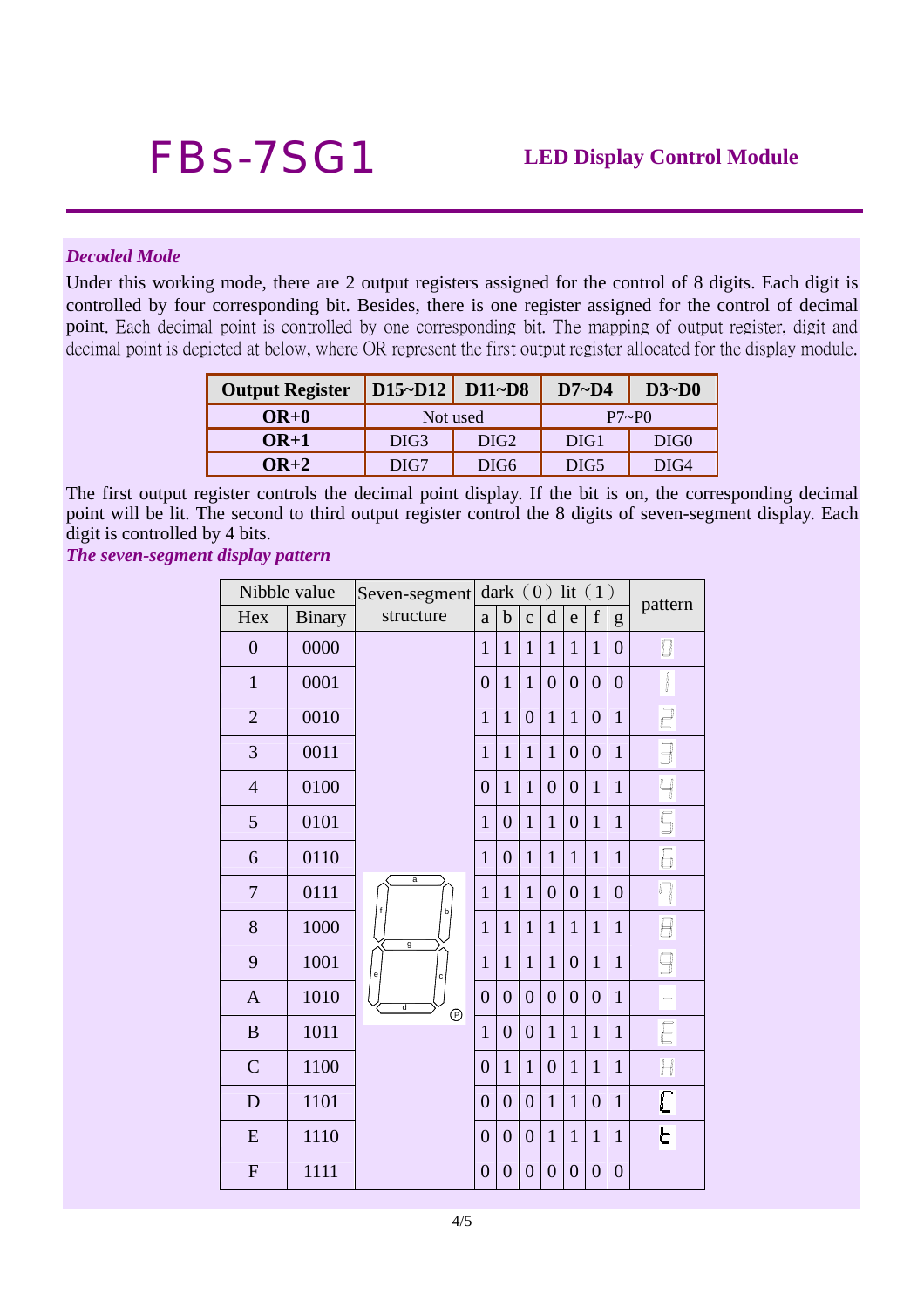# FBs-7SG1

**LED Display Control Module**

***Decoded Mode***

Under this working mode, there are 2 output registers assigned for the control of 8 digits. Each digit is controlled by four corresponding bit. Besides, there is one register assigned for the control of decimal point. Each decimal point is controlled by one corresponding bit. The mapping of output register, digit and decimal point is depicted at below, where OR represent the first output register allocated for the display module.

| Output Register | D15~D12 | D11~D8 | D7~D4 | D3~D0 |
|---|---|---|---|---|
| **OR+0** | Not used | | P7~P0 | |
| **OR+1** | DIG3 | DIG2 | DIG1 | DIG0 |
| **OR+2** | DIG7 | DIG6 | DIG5 | DIG4 |

The first output register controls the decimal point display. If the bit is on, the corresponding decimal point will be lit. The second to third output register control the 8 digits of seven-segment display. Each digit is controlled by 4 bits.

***The seven-segment display pattern***

| Nibble value | | Seven-segment structure | dark (0) lit (1) | | | | | | | pattern |
|---|---|---|---|---|---|---|---|---|---|---|
| Hex | Binary | | a | b | c | d | e | f | g | |
| 0 | 0000 | | 1 | 1 | 1 | 1 | 1 | 1 | 0 | |
| 1 | 0001 | | 0 | 1 | 1 | 0 | 0 | 0 | 0 | |
| 2 | 0010 | | 1 | 1 | 0 | 1 | 1 | 0 | 1 | |
| 3 | 0011 | | 1 | 1 | 1 | 1 | 0 | 0 | 1 | |
| 4 | 0100 | | 0 | 1 | 1 | 0 | 0 | 1 | 1 | |
| 5 | 0101 | | 1 | 0 | 1 | 1 | 0 | 1 | 1 | |
| 6 | 0110 | | 1 | 0 | 1 | 1 | 1 | 1 | 1 | |
| 7 | 0111 | | 1 | 1 | 1 | 0 | 0 | 1 | 0 | |
| 8 | 1000 | | 1 | 1 | 1 | 1 | 1 | 1 | 1 | |
| 9 | 1001 | | 1 | 1 | 1 | 1 | 0 | 1 | 1 | |
| A | 1010 | | 0 | 0 | 0 | 0 | 0 | 0 | 1 | |
| B | 1011 | | 1 | 0 | 0 | 1 | 1 | 1 | 1 | |
| C | 1100 | | 0 | 1 | 1 | 0 | 1 | 1 | 1 | |
| D | 1101 | | 0 | 0 | 0 | 1 | 1 | 0 | 1 | |
| E | 1110 | | 0 | 0 | 0 | 1 | 1 | 1 | 1 | |
| F | 1111 | | 0 | 0 | 0 | 0 | 0 | 0 | 0 | |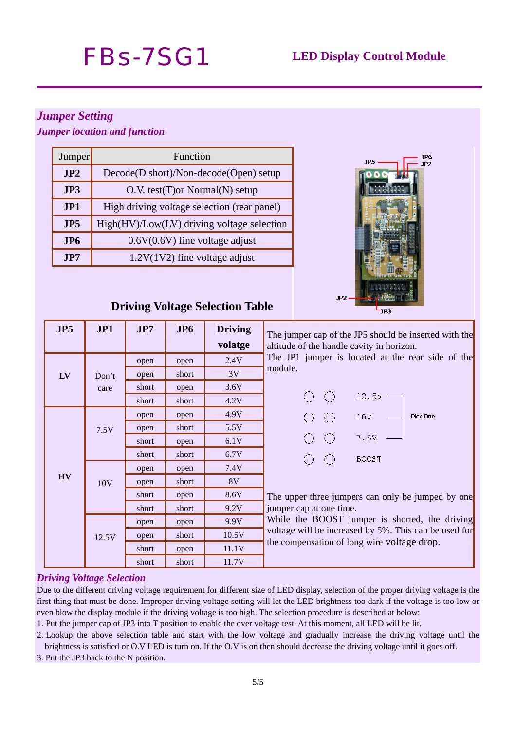# FBs-7SG1 LED Display Control Module

## *Jumper Setting*

### *Jumper location and function*

| Jumper | Function |
|---|---|
| **JP2** | Decode(D short)/Non-decode(Open) setup |
| **JP3** | O.V. test(T)or Normal(N) setup |
| **JP1** | High driving voltage selection (rear panel) |
| **JP5** | High(HV)/Low(LV) driving voltage selection |
| **JP6** | 0.6V(0.6V) fine voltage adjust |
| **JP7** | 1.2V(1V2) fine voltage adjust |

JP5
JP6
JP7
JP2
JP3

### Driving Voltage Selection Table

| JP5 | JP1 | JP7 | JP6 | Driving volatge |
|---|---|---|---|---|
| LV | Don't care | open | open | 2.4V |
| | | open | short | 3V |
| | | short | open | 3.6V |
| | | short | short | 4.2V |
| HV | 7.5V | open | open | 4.9V |
| | | open | short | 5.5V |
| | | short | open | 6.1V |
| | | short | short | 6.7V |
| | 10V | open | open | 7.4V |
| | | open | short | 8V |
| | | short | open | 8.6V |
| | | short | short | 9.2V |
| | 12.5V | open | open | 9.9V |
| | | open | short | 10.5V |
| | | short | open | 11.1V |
| | | short | short | 11.7V |

The jumper cap of the JP5 should be inserted with the altitude of the handle cavity in horizon.
The JP1 jumper is located at the rear side of the module.

12.5V
10V
7.5V
BOOST
Pick One

The upper three jumpers can only be jumped by one jumper cap at one time.
While the BOOST jumper is shorted, the driving voltage will be increased by 5%. This can be used for the compensation of long wire voltage drop.

### *Driving Voltage Selection*

Due to the different driving voltage requirement for different size of LED display, selection of the proper driving voltage is the first thing that must be done. Improper driving voltage setting will let the LED brightness too dark if the voltage is too low or even blow the display module if the driving voltage is too high. The selection procedure is described at below:

1. Put the jumper cap of JP3 into T position to enable the over voltage test. At this moment, all LED will be lit.
2. Lookup the above selection table and start with the low voltage and gradually increase the driving voltage until the brightness is satisfied or O.V LED is turn on. If the O.V is on then should decrease the driving voltage until it goes off.
3. Put the JP3 back to the N position.